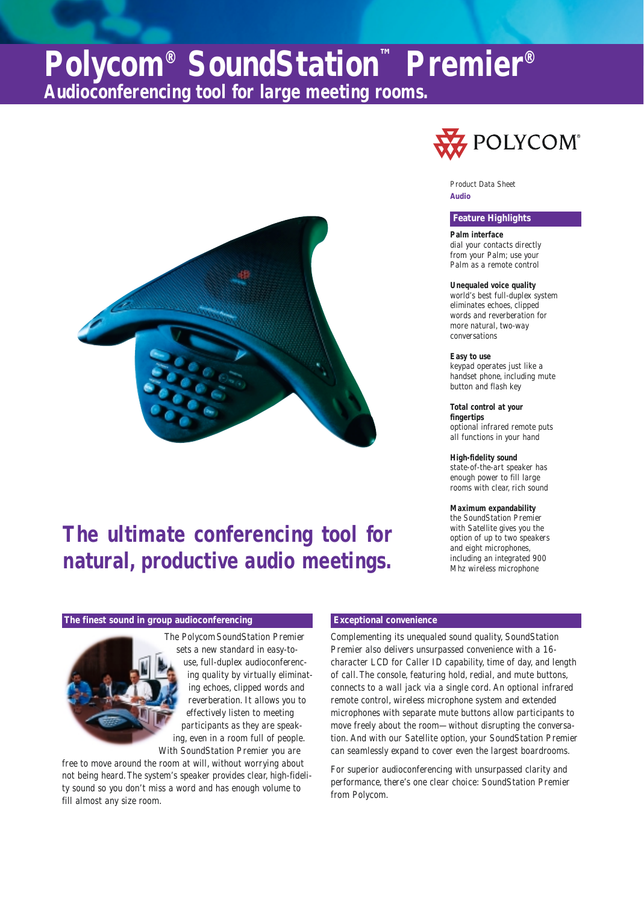# Polycom® SoundStation™ Premier®

## Audioconferencing tool for large meeting rooms.

POLYCOM®

Product Data Sheet
**Audio**

### Feature Highlights

**Palm interface**
dial your contacts directly from your Palm; use your Palm as a remote control

**Unequaled voice quality**
world's best full-duplex system eliminates echoes, clipped words and reverberation for more natural, two-way conversations

**Easy to use**
keypad operates just like a handset phone, including mute button and flash key

**Total control at your fingertips**
optional infrared remote puts all functions in your hand

**High-fidelity sound**
state-of-the-art speaker has enough power to fill large rooms with clear, rich sound

**Maximum expandability**
the SoundStation Premier with Satellite gives you the option of up to two speakers and eight microphones, including an integrated 900 Mhz wireless microphone

## The ultimate conferencing tool for natural, productive audio meetings.

### The finest sound in group audioconferencing

The Polycom SoundStation Premier sets a new standard in easy-to-use, full-duplex audioconferencing quality by virtually eliminating echoes, clipped words and reverberation. It allows you to effectively listen to meeting participants as they are speaking, even in a room full of people. With SoundStation Premier you are free to move around the room at will, without worrying about not being heard. The system's speaker provides clear, high-fidelity sound so you don't miss a word and has enough volume to fill almost any size room.

### Exceptional convenience

Complementing its unequaled sound quality, SoundStation Premier also delivers unsurpassed convenience with a 16-character LCD for Caller ID capability, time of day, and length of call. The console, featuring hold, redial, and mute buttons, connects to a wall jack via a single cord. An optional infrared remote control, wireless microphone system and extended microphones with separate mute buttons allow participants to move freely about the room—without disrupting the conversation. And with our Satellite option, your SoundStation Premier can seamlessly expand to cover even the largest boardrooms.

For superior audioconferencing with unsurpassed clarity and performance, there's one clear choice: SoundStation Premier from Polycom.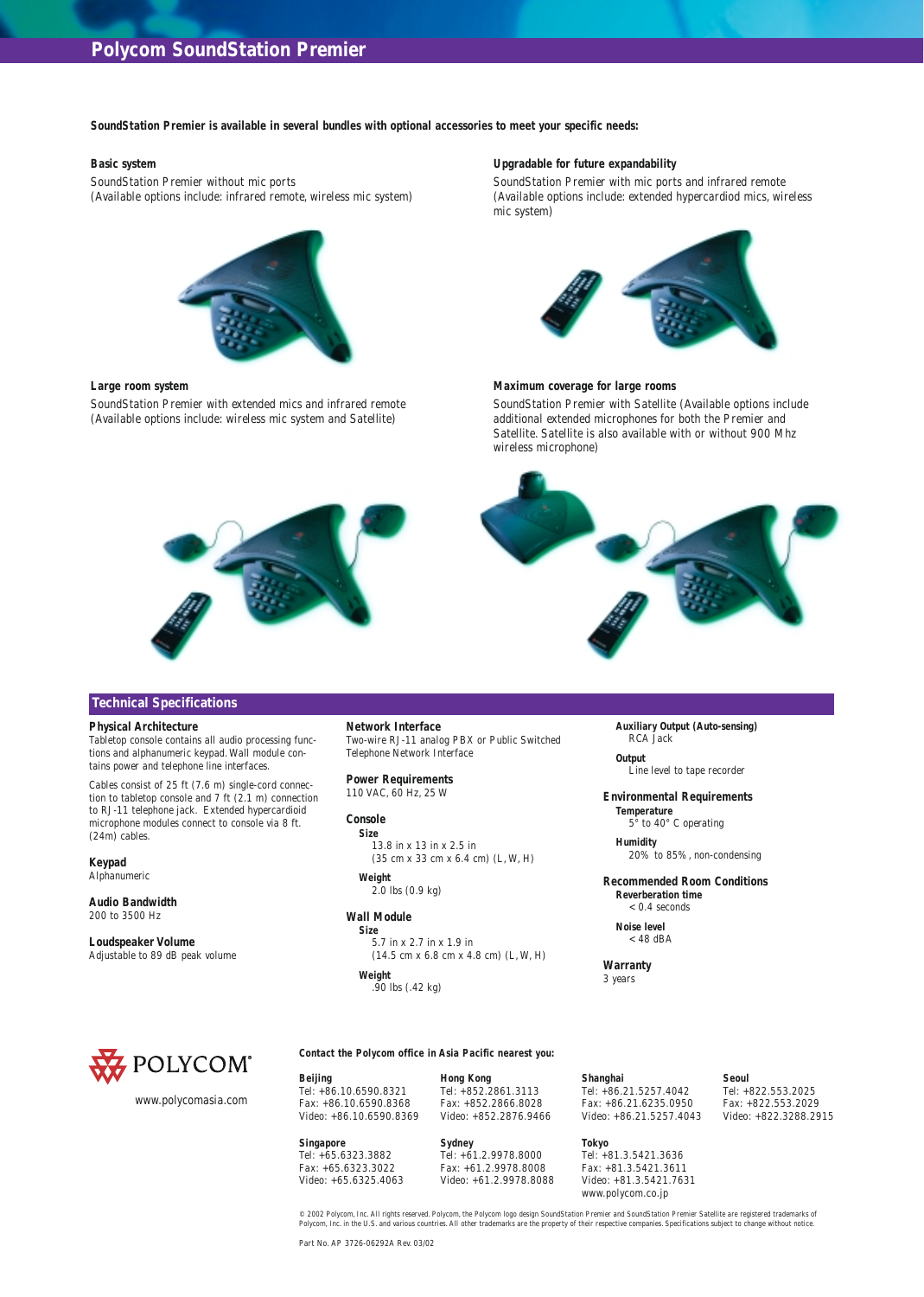# Polycom SoundStation Premier

**SoundStation Premier is available in several bundles with optional accessories to meet your specific needs:**

**Basic system**

SoundStation Premier without mic ports
(Available options include: infrared remote, wireless mic system)

**Upgradable for future expandability**

SoundStation Premier with mic ports and infrared remote
(Available options include: extended hypercardiod mics, wireless mic system)

**Large room system**

SoundStation Premier with extended mics and infrared remote
(Available options include: wireless mic system and Satellite)

**Maximum coverage for large rooms**

SoundStation Premier with Satellite (Available options include additional extended microphones for both the Premier and Satellite. Satellite is also available with or without 900 Mhz wireless microphone)

## Technical Specifications

**Physical Architecture**
Tabletop console contains all audio processing functions and alphanumeric keypad. Wall module contains power and telephone line interfaces.

Cables consist of 25 ft (7.6 m) single-cord connection to tabletop console and 7 ft (2.1 m) connection to RJ-11 telephone jack. Extended hypercardioid microphone modules connect to console via 8 ft. (24m) cables.

**Keypad**
Alphanumeric

**Audio Bandwidth**
200 to 3500 Hz

**Loudspeaker Volume**
Adjustable to 89 dB peak volume

**Network Interface**
Two-wire RJ-11 analog PBX or Public Switched Telephone Network Interface

**Power Requirements**
110 VAC, 60 Hz, 25 W

**Console**

**Size**
13.8 in x 13 in x 2.5 in
(35 cm x 33 cm x 6.4 cm) (L, W, H)

**Weight**
2.0 lbs (0.9 kg)

**Wall Module**

**Size**
5.7 in x 2.7 in x 1.9 in
(14.5 cm x 6.8 cm x 4.8 cm) (L, W, H)

**Weight**
.90 lbs (.42 kg)

**Auxiliary Output (Auto-sensing)**
RCA Jack

**Output**
Line level to tape recorder

**Environmental Requirements**

**Temperature**
5° to 40° C operating

**Humidity**
20% to 85%, non-condensing

**Recommended Room Conditions**

**Reverberation time**
< 0.4 seconds

**Noise level**
< 48 dBA

**Warranty**
3 years

POLYCOM®

www.polycomasia.com

**Contact the Polycom office in Asia Pacific nearest you:**

**Beijing**
Tel: +86.10.6590.8321
Fax: +86.10.6590.8368
Video: +86.10.6590.8369

**Hong Kong**
Tel: +852.2861.3113
Fax: +852.2866.8028
Video: +852.2876.9466

**Shanghai**
Tel: +86.21.5257.4042
Fax: +86.21.6235.0950
Video: +86.21.5257.4043

**Seoul**
Tel: +822.553.2025
Fax: +822.553.2029
Video: +822.3288.2915

**Singapore**
Tel: +65.6323.3882
Fax: +65.6323.3022
Video: +65.6325.4063

**Sydney**
Tel: +61.2.9978.8000
Fax: +61.2.9978.8008
Video: +61.2.9978.8088

**Tokyo**
Tel: +81.3.5421.3636
Fax: +81.3.5421.3611
Video: +81.3.5421.7631
www.polycom.co.jp

© 2002 Polycom, Inc. All rights reserved. Polycom, the Polycom logo design SoundStation Premier and SoundStation Premier Satellite are registered trademarks of Polycom, Inc. in the U.S. and various countries. All other trademarks are the property of their respective companies. Specifications subject to change without notice.

Part No. AP 3726-06292A Rev. 03/02